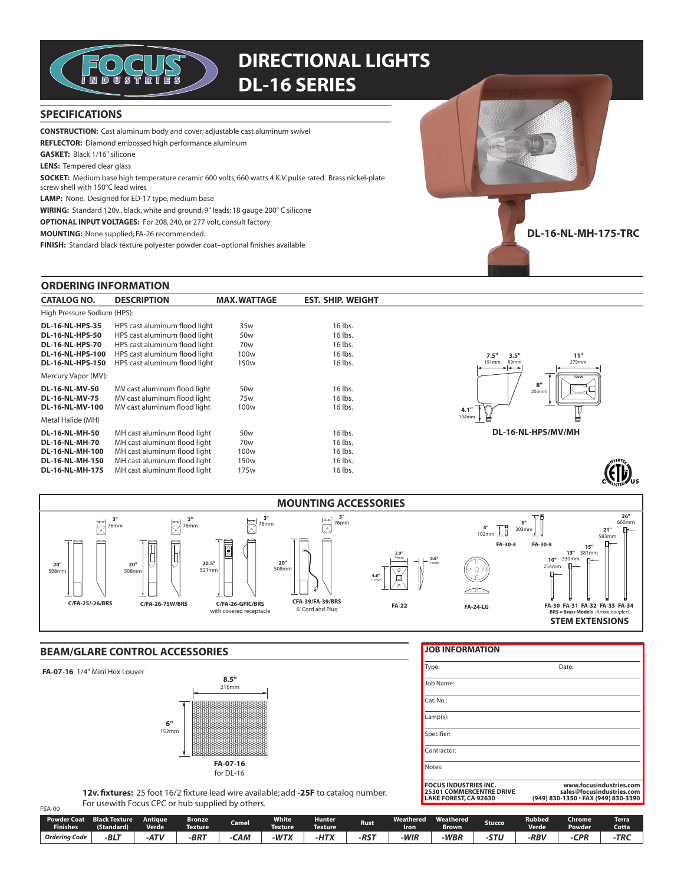# DIRECTIONAL LIGHTS
# DL-16 SERIES

## SPECIFICATIONS

**CONSTRUCTION:** Cast aluminum body and cover; adjustable cast aluminum swivel

**REFLECTOR:** Diamond embossed high performance aluminum

**GASKET:** Black 1/16" silicone

**LENS:** Tempered clear glass

**SOCKET:** Medium base high temperature ceramic 600 volts, 660 watts 4 K.V. pulse rated. Brass nickel-plate screw shell with 150°C lead wires

**LAMP:** None. Designed for ED-17 type, medium base

**WIRING:** Standard 120v., black, white and ground, 9" leads; 18 gauge 200° C silicone

**OPTIONAL INPUT VOLTAGES:** For 208, 240, or 277 volt, consult factory

**MOUNTING:** None supplied; FA-26 recommended.

**FINISH:** Standard black texture polyester powder coat–optional finishes available

**DL-16-NL-MH-175-TRC**

## ORDERING INFORMATION

| CATALOG NO. | DESCRIPTION | MAX. WATTAGE | EST. SHIP. WEIGHT |
|---|---|---|---|
| High Pressure Sodium (HPS): | | | |
| **DL-16-NL-HPS-35** | HPS cast aluminum flood light | 35w | 16 lbs. |
| **DL-16-NL-HPS-50** | HPS cast aluminum flood light | 50w | 16 lbs. |
| **DL-16-NL-HPS-70** | HPS cast aluminum flood light | 70w | 16 lbs. |
| **DL-16-NL-HPS-100** | HPS cast aluminum flood light | 100w | 16 lbs. |
| **DL-16-NL-HPS-150** | HPS cast aluminum flood light | 150w | 16 lbs. |
| Mercury Vapor (MV): | | | |
| **DL-16-NL-MV-50** | MV cast aluminum flood light | 50w | 16 lbs. |
| **DL-16-NL-MV-75** | MV cast aluminum flood light | 75w | 16 lbs. |
| **DL-16-NL-MV-100** | MV cast aluminum flood light | 100w | 16 lbs. |
| Metal Halide (MH) | | | |
| **DL-16-NL-MH-50** | MH cast aluminum flood light | 50w | 16 lbs. |
| **DL-16-NL-MH-70** | MH cast aluminum flood light | 70w | 16 lbs. |
| **DL-16-NL-MH-100** | MH cast aluminum flood light | 100w | 16 lbs. |
| **DL-16-NL-MH-150** | MH cast aluminum flood light | 150w | 16 lbs. |
| **DL-16-NL-MH-175** | MH cast aluminum flood light | 175w | 16 lbs. |

7.5" 191mm, 3.5" 89mm, 11" 279mm, 8" 203mm, 4.1" 104mm

**DL-16-NL-HPS/MV/MH**

## MOUNTING ACCESSORIES

- **C/FA-25/-26/BRS** — 3" 76mm, 20" 508mm
- **C/FA-26-75W/BRS** — 3" 76mm, 20" 508mm
- **C/FA-26-GFIC/BRS** with covered receptacle — 3" 76mm, 20.5" 521mm
- **CFA-39/FA-39/BRS** 6' Cord and Plug — 3" 76mm, 20" 508mm
- **FA-22** — 2.9" 74mm, 4.6" 117mm, 0.6" 15mm
- **FA-24-LG**

**STEM EXTENSIONS**

- FA-30-4 — 4" 102mm
- FA-30-8 — 8" 203mm
- FA-30 — 10" 254mm
- FA-31 — 13" 330mm
- FA-32 — 15" 381mm
- FA-33 — 21" 583mm
- FA-34 — 26" 660mm

**-BRS = Brass Models** (Arrow: couplers)

## BEAM/GLARE CONTROL ACCESSORIES

**FA-07-16** 1/4" Mini Hex Louver

8.5" 216mm × 6" 152mm

**FA-07-16** for DL-16

**12v. fixtures:** 25 foot 16/2 fixture lead wire available; add **-25F** to catalog number. For usewith Focus CPC or hub supplied by others.

FSA-00

## JOB INFORMATION

Type: Date:

Job Name:

Cat. No.:

Lamp(s):

Specifier:

Contractor:

Notes:

**FOCUS INDUSTRIES INC.**
**25301 COMMERCENTRE DRIVE**
**LAKE FOREST, CA 92630**

**www.focusindustries.com**
**sales@focusindustries.com**
**(949) 830-1350 • FAX (949) 830-3390**

| Powder Coat Finishes | Black Texture (Standard) | Antique Verde | Bronze Texture | Camel | White Texture | Hunter Texture | Rust | Weathered Iron | Weathered Brown | Stucco | Rubbed Verde | Chrome Powder | Terra Cotta |
|---|---|---|---|---|---|---|---|---|---|---|---|---|---|
| *Ordering Code* | *-BLT* | *-ATV* | *-BRT* | *-CAM* | *-WTX* | *-HTX* | *-RST* | *-WIR* | *-WBR* | *-STU* | *-RBV* | *-CPR* | *-TRC* |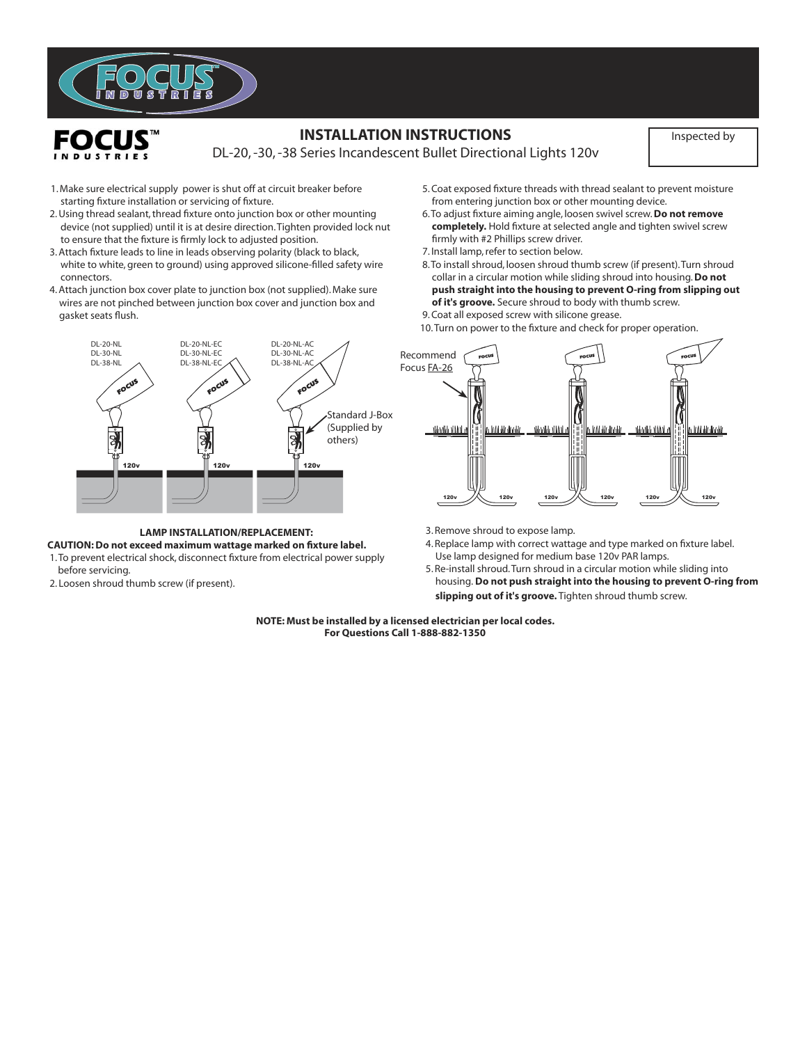# FOCUS INDUSTRIES

## INSTALLATION INSTRUCTIONS

DL-20, -30, -38 Series Incandescent Bullet Directional Lights 120v

Inspected by

1. Make sure electrical supply power is shut off at circuit breaker before starting fixture installation or servicing of fixture.
2. Using thread sealant, thread fixture onto junction box or other mounting device (not supplied) until it is at desire direction. Tighten provided lock nut to ensure that the fixture is firmly lock to adjusted position.
3. Attach fixture leads to line in leads observing polarity (black to black, white to white, green to ground) using approved silicone-filled safety wire connectors.
4. Attach junction box cover plate to junction box (not supplied). Make sure wires are not pinched between junction box cover and junction box and gasket seats flush.
5. Coat exposed fixture threads with thread sealant to prevent moisture from entering junction box or other mounting device.
6. To adjust fixture aiming angle, loosen swivel screw. **Do not remove completely.** Hold fixture at selected angle and tighten swivel screw firmly with #2 Phillips screw driver.
7. Install lamp, refer to section below.
8. To install shroud, loosen shroud thumb screw (if present). Turn shroud collar in a circular motion while sliding shroud into housing. **Do not push straight into the housing to prevent O-ring from slipping out of it's groove.** Secure shroud to body with thumb screw.
9. Coat all exposed screw with silicone grease.
10. Turn on power to the fixture and check for proper operation.

DL-20-NL
DL-30-NL
DL-38-NL

DL-20-NL-EC
DL-30-NL-EC
DL-38-NL-EC

DL-20-NL-AC
DL-30-NL-AC
DL-38-NL-AC

Standard J-Box (Supplied by others)

120v

Recommend Focus FA-26

### LAMP INSTALLATION/REPLACEMENT:

**CAUTION: Do not exceed maximum wattage marked on fixture label.**

1. To prevent electrical shock, disconnect fixture from electrical power supply before servicing.
2. Loosen shroud thumb screw (if present).
3. Remove shroud to expose lamp.
4. Replace lamp with correct wattage and type marked on fixture label. Use lamp designed for medium base 120v PAR lamps.
5. Re-install shroud. Turn shroud in a circular motion while sliding into housing. **Do not push straight into the housing to prevent O-ring from slipping out of it's groove.** Tighten shroud thumb screw.

**NOTE: Must be installed by a licensed electrician per local codes.**
**For Questions Call 1-888-882-1350**